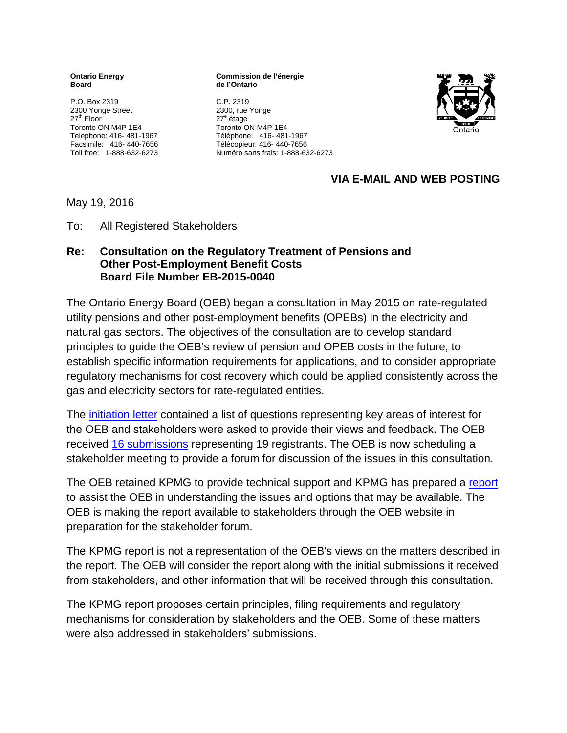**Ontario Energy Board**

P.O. Box 2319
2300 Yonge Street
27th Floor
Toronto ON M4P 1E4
Telephone: 416- 481-1967
Facsimile: 416- 440-7656
Toll free: 1-888-632-6273

**Commission de l'énergie de l'Ontario**

C.P. 2319
2300, rue Yonge
27e étage
Toronto ON M4P 1E4
Téléphone: 416- 481-1967
Télécopieur: 416- 440-7656
Numéro sans frais: 1-888-632-6273

**VIA E-MAIL AND WEB POSTING**

May 19, 2016

To: All Registered Stakeholders

**Re: Consultation on the Regulatory Treatment of Pensions and Other Post-Employment Benefit Costs Board File Number EB-2015-0040**

The Ontario Energy Board (OEB) began a consultation in May 2015 on rate-regulated utility pensions and other post-employment benefits (OPEBs) in the electricity and natural gas sectors. The objectives of the consultation are to develop standard principles to guide the OEB's review of pension and OPEB costs in the future, to establish specific information requirements for applications, and to consider appropriate regulatory mechanisms for cost recovery which could be applied consistently across the gas and electricity sectors for rate-regulated entities.

The initiation letter contained a list of questions representing key areas of interest for the OEB and stakeholders were asked to provide their views and feedback. The OEB received 16 submissions representing 19 registrants. The OEB is now scheduling a stakeholder meeting to provide a forum for discussion of the issues in this consultation.

The OEB retained KPMG to provide technical support and KPMG has prepared a report to assist the OEB in understanding the issues and options that may be available. The OEB is making the report available to stakeholders through the OEB website in preparation for the stakeholder forum.

The KPMG report is not a representation of the OEB's views on the matters described in the report. The OEB will consider the report along with the initial submissions it received from stakeholders, and other information that will be received through this consultation.

The KPMG report proposes certain principles, filing requirements and regulatory mechanisms for consideration by stakeholders and the OEB. Some of these matters were also addressed in stakeholders' submissions.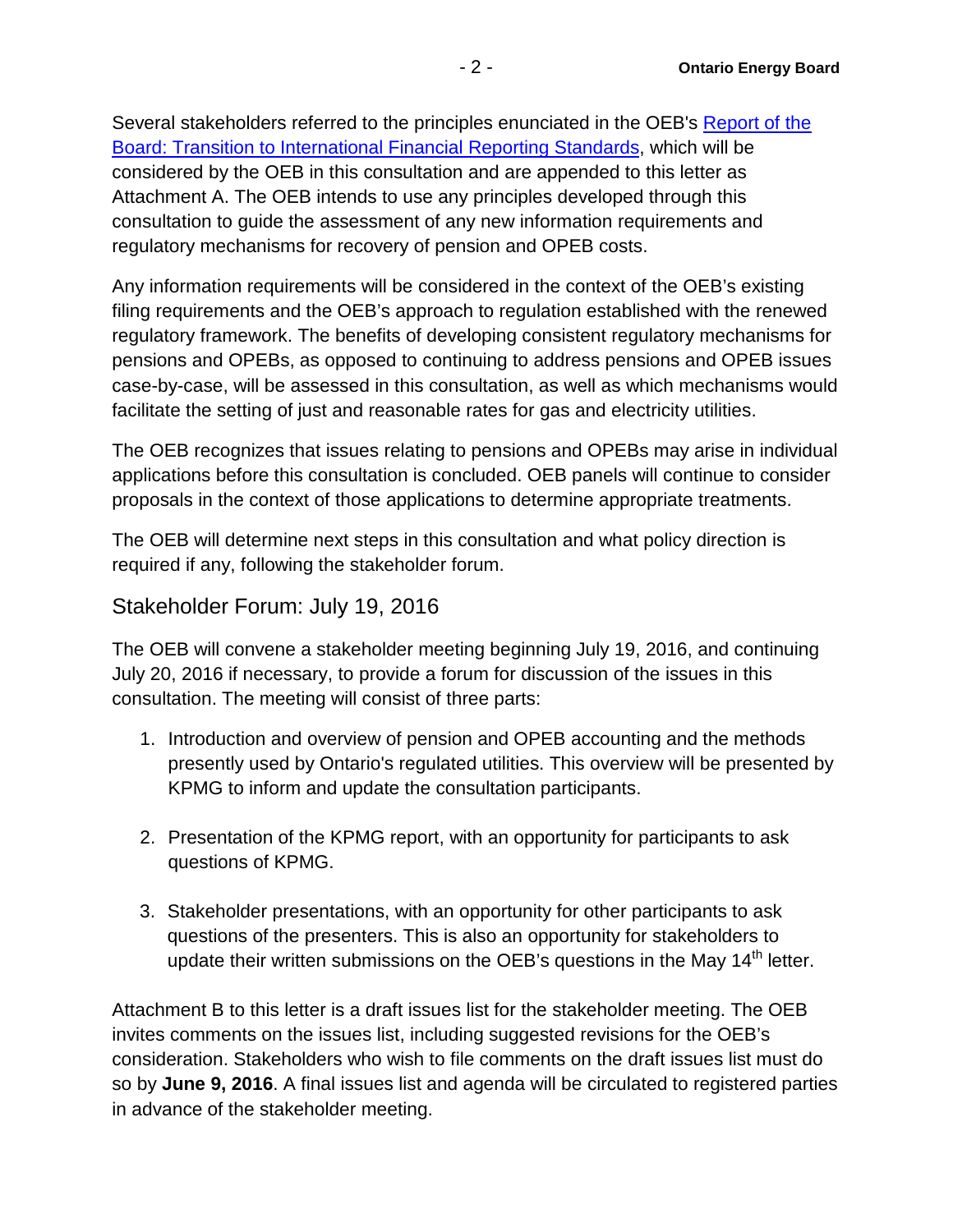Several stakeholders referred to the principles enunciated in the OEB's Report of the Board: Transition to International Financial Reporting Standards, which will be considered by the OEB in this consultation and are appended to this letter as Attachment A. The OEB intends to use any principles developed through this consultation to guide the assessment of any new information requirements and regulatory mechanisms for recovery of pension and OPEB costs.

Any information requirements will be considered in the context of the OEB's existing filing requirements and the OEB's approach to regulation established with the renewed regulatory framework. The benefits of developing consistent regulatory mechanisms for pensions and OPEBs, as opposed to continuing to address pensions and OPEB issues case-by-case, will be assessed in this consultation, as well as which mechanisms would facilitate the setting of just and reasonable rates for gas and electricity utilities.

The OEB recognizes that issues relating to pensions and OPEBs may arise in individual applications before this consultation is concluded. OEB panels will continue to consider proposals in the context of those applications to determine appropriate treatments.

The OEB will determine next steps in this consultation and what policy direction is required if any, following the stakeholder forum.

## Stakeholder Forum: July 19, 2016

The OEB will convene a stakeholder meeting beginning July 19, 2016, and continuing July 20, 2016 if necessary, to provide a forum for discussion of the issues in this consultation. The meeting will consist of three parts:

1. Introduction and overview of pension and OPEB accounting and the methods presently used by Ontario's regulated utilities. This overview will be presented by KPMG to inform and update the consultation participants.

2. Presentation of the KPMG report, with an opportunity for participants to ask questions of KPMG.

3. Stakeholder presentations, with an opportunity for other participants to ask questions of the presenters. This is also an opportunity for stakeholders to update their written submissions on the OEB's questions in the May 14th letter.

Attachment B to this letter is a draft issues list for the stakeholder meeting. The OEB invites comments on the issues list, including suggested revisions for the OEB's consideration. Stakeholders who wish to file comments on the draft issues list must do so by **June 9, 2016**. A final issues list and agenda will be circulated to registered parties in advance of the stakeholder meeting.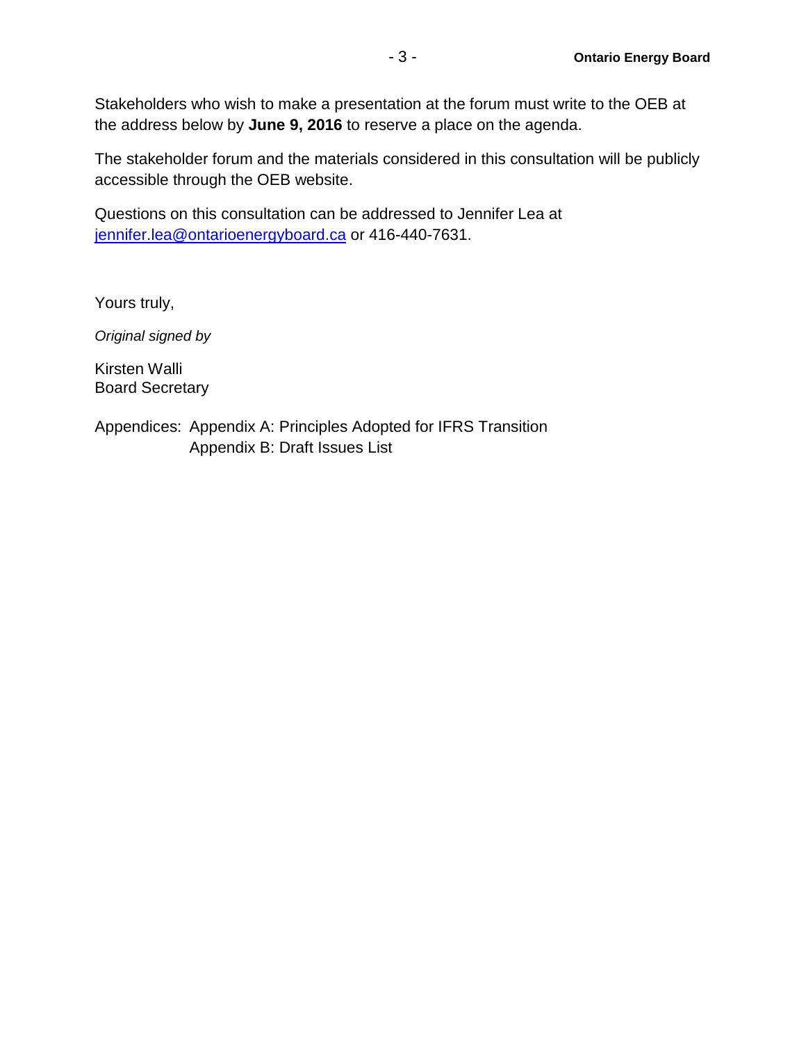Stakeholders who wish to make a presentation at the forum must write to the OEB at the address below by **June 9, 2016** to reserve a place on the agenda.

The stakeholder forum and the materials considered in this consultation will be publicly accessible through the OEB website.

Questions on this consultation can be addressed to Jennifer Lea at jennifer.lea@ontarioenergyboard.ca or 416-440-7631.

Yours truly,

*Original signed by*

Kirsten Walli
Board Secretary

Appendices: Appendix A: Principles Adopted for IFRS Transition
Appendix B: Draft Issues List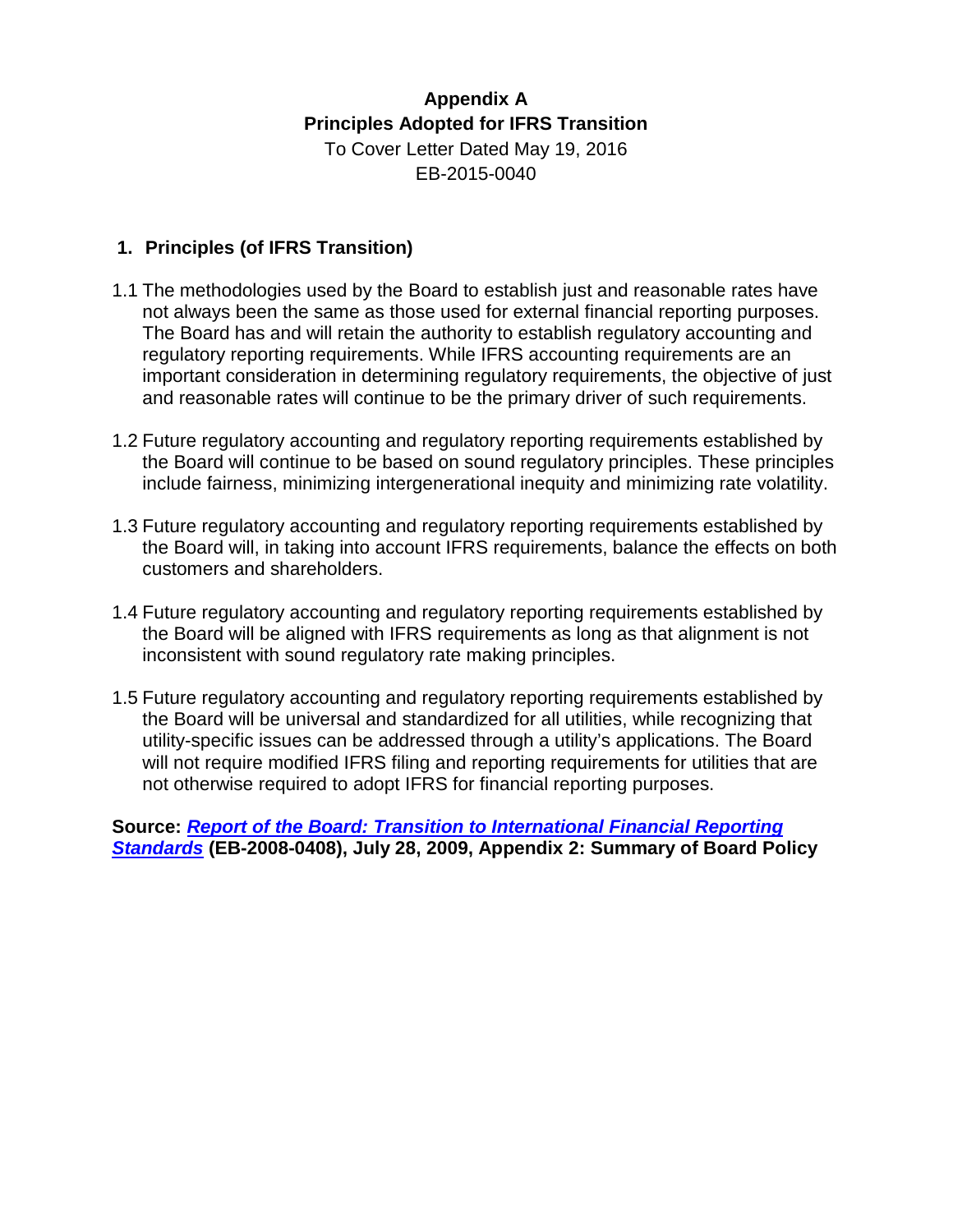**Appendix A**
**Principles Adopted for IFRS Transition**
To Cover Letter Dated May 19, 2016
EB-2015-0040

## 1. Principles (of IFRS Transition)

1.1 The methodologies used by the Board to establish just and reasonable rates have not always been the same as those used for external financial reporting purposes. The Board has and will retain the authority to establish regulatory accounting and regulatory reporting requirements. While IFRS accounting requirements are an important consideration in determining regulatory requirements, the objective of just and reasonable rates will continue to be the primary driver of such requirements.

1.2 Future regulatory accounting and regulatory reporting requirements established by the Board will continue to be based on sound regulatory principles. These principles include fairness, minimizing intergenerational inequity and minimizing rate volatility.

1.3 Future regulatory accounting and regulatory reporting requirements established by the Board will, in taking into account IFRS requirements, balance the effects on both customers and shareholders.

1.4 Future regulatory accounting and regulatory reporting requirements established by the Board will be aligned with IFRS requirements as long as that alignment is not inconsistent with sound regulatory rate making principles.

1.5 Future regulatory accounting and regulatory reporting requirements established by the Board will be universal and standardized for all utilities, while recognizing that utility-specific issues can be addressed through a utility's applications. The Board will not require modified IFRS filing and reporting requirements for utilities that are not otherwise required to adopt IFRS for financial reporting purposes.

**Source: *Report of the Board: Transition to International Financial Reporting Standards* (EB-2008-0408), July 28, 2009, Appendix 2: Summary of Board Policy**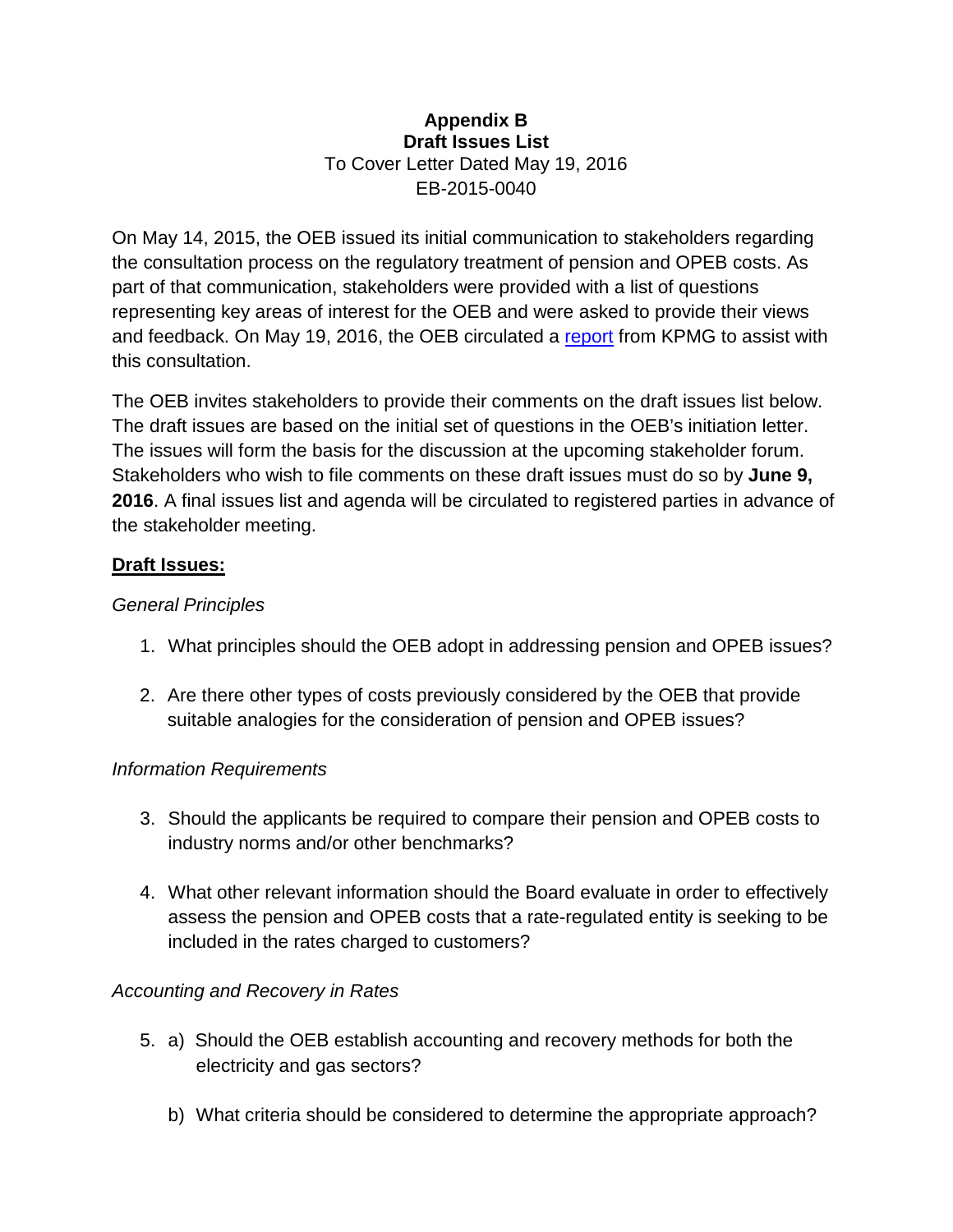**Appendix B**
**Draft Issues List**
To Cover Letter Dated May 19, 2016
EB-2015-0040

On May 14, 2015, the OEB issued its initial communication to stakeholders regarding the consultation process on the regulatory treatment of pension and OPEB costs. As part of that communication, stakeholders were provided with a list of questions representing key areas of interest for the OEB and were asked to provide their views and feedback. On May 19, 2016, the OEB circulated a report from KPMG to assist with this consultation.

The OEB invites stakeholders to provide their comments on the draft issues list below. The draft issues are based on the initial set of questions in the OEB's initiation letter. The issues will form the basis for the discussion at the upcoming stakeholder forum. Stakeholders who wish to file comments on these draft issues must do so by **June 9, 2016**. A final issues list and agenda will be circulated to registered parties in advance of the stakeholder meeting.

**Draft Issues:**

*General Principles*

1. What principles should the OEB adopt in addressing pension and OPEB issues?

2. Are there other types of costs previously considered by the OEB that provide suitable analogies for the consideration of pension and OPEB issues?

*Information Requirements*

3. Should the applicants be required to compare their pension and OPEB costs to industry norms and/or other benchmarks?

4. What other relevant information should the Board evaluate in order to effectively assess the pension and OPEB costs that a rate-regulated entity is seeking to be included in the rates charged to customers?

*Accounting and Recovery in Rates*

5. a) Should the OEB establish accounting and recovery methods for both the electricity and gas sectors?

   b) What criteria should be considered to determine the appropriate approach?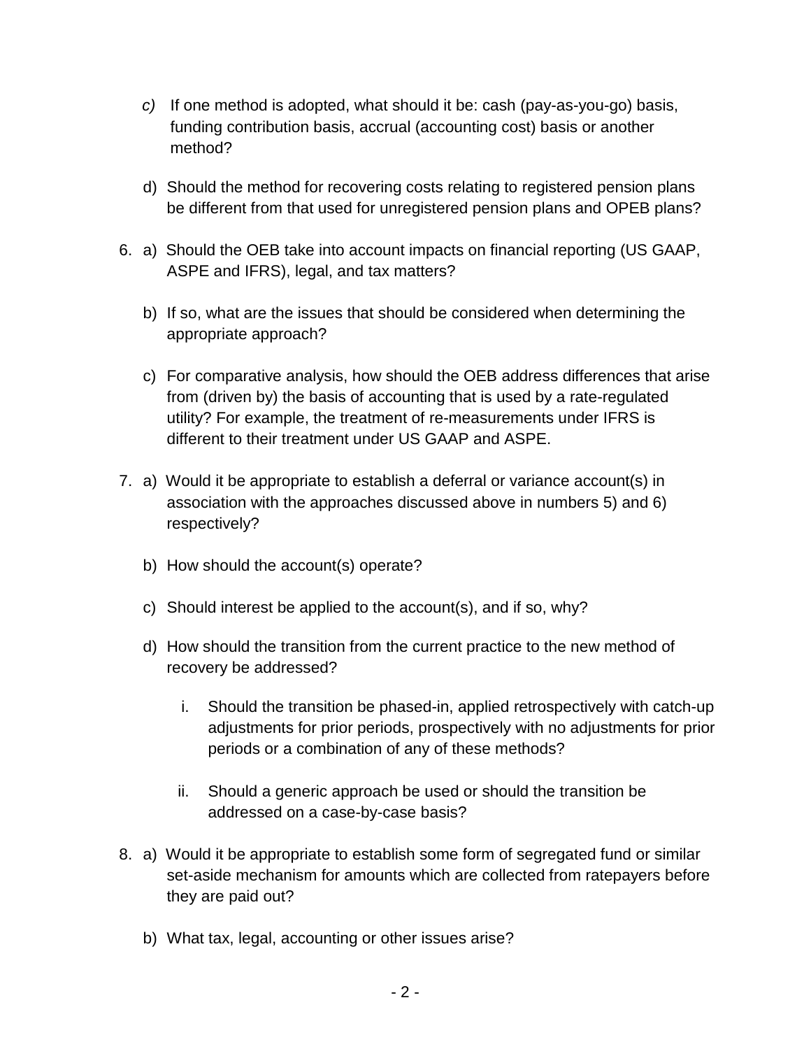*c)* If one method is adopted, what should it be: cash (pay-as-you-go) basis, funding contribution basis, accrual (accounting cost) basis or another method?

d) Should the method for recovering costs relating to registered pension plans be different from that used for unregistered pension plans and OPEB plans?

6. a) Should the OEB take into account impacts on financial reporting (US GAAP, ASPE and IFRS), legal, and tax matters?

   b) If so, what are the issues that should be considered when determining the appropriate approach?

   c) For comparative analysis, how should the OEB address differences that arise from (driven by) the basis of accounting that is used by a rate-regulated utility? For example, the treatment of re-measurements under IFRS is different to their treatment under US GAAP and ASPE.

7. a) Would it be appropriate to establish a deferral or variance account(s) in association with the approaches discussed above in numbers 5) and 6) respectively?

   b) How should the account(s) operate?

   c) Should interest be applied to the account(s), and if so, why?

   d) How should the transition from the current practice to the new method of recovery be addressed?

      i. Should the transition be phased-in, applied retrospectively with catch-up adjustments for prior periods, prospectively with no adjustments for prior periods or a combination of any of these methods?

      ii. Should a generic approach be used or should the transition be addressed on a case-by-case basis?

8. a) Would it be appropriate to establish some form of segregated fund or similar set-aside mechanism for amounts which are collected from ratepayers before they are paid out?

   b) What tax, legal, accounting or other issues arise?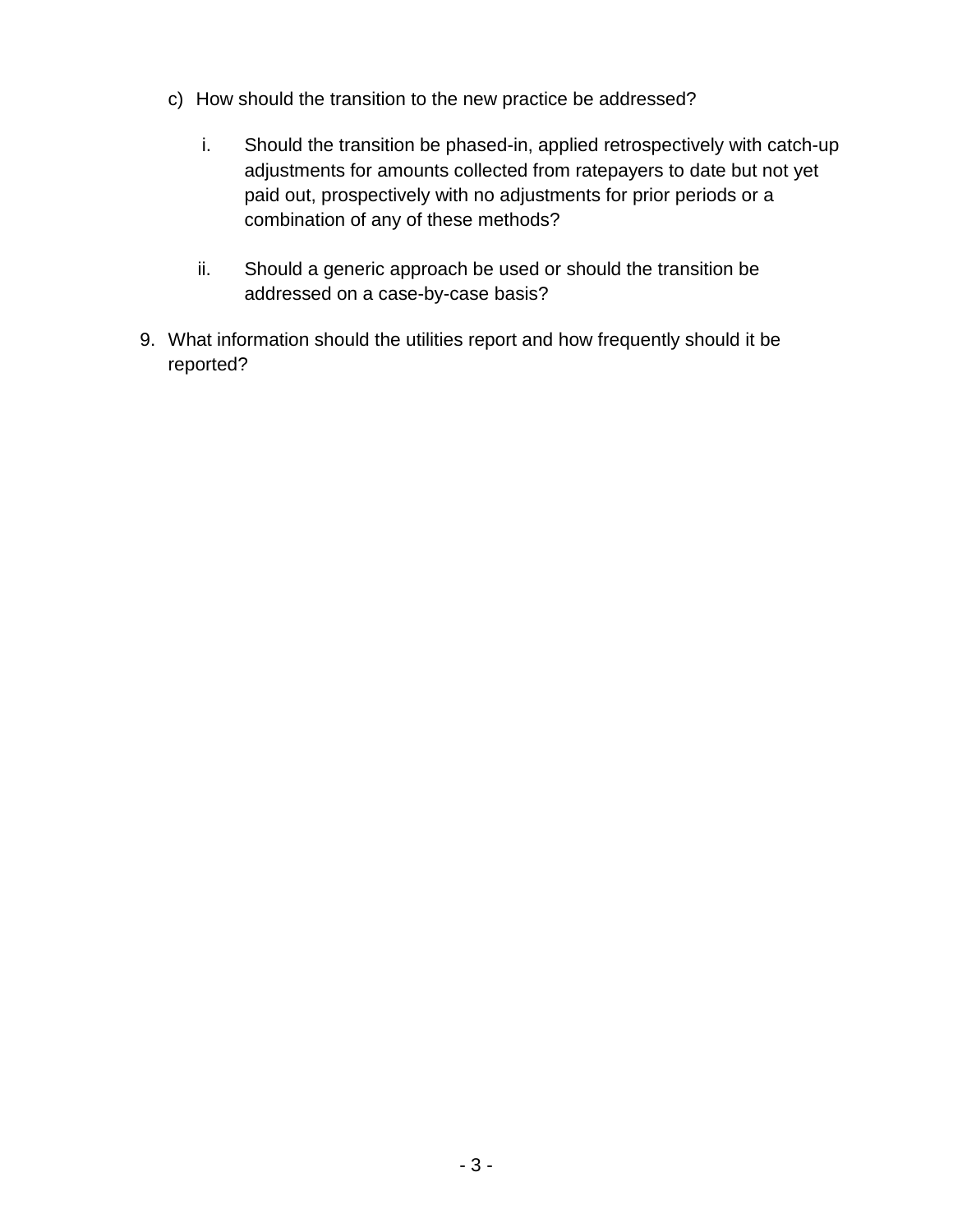c) How should the transition to the new practice be addressed?

   i. Should the transition be phased-in, applied retrospectively with catch-up adjustments for amounts collected from ratepayers to date but not yet paid out, prospectively with no adjustments for prior periods or a combination of any of these methods?

   ii. Should a generic approach be used or should the transition be addressed on a case-by-case basis?

9. What information should the utilities report and how frequently should it be reported?